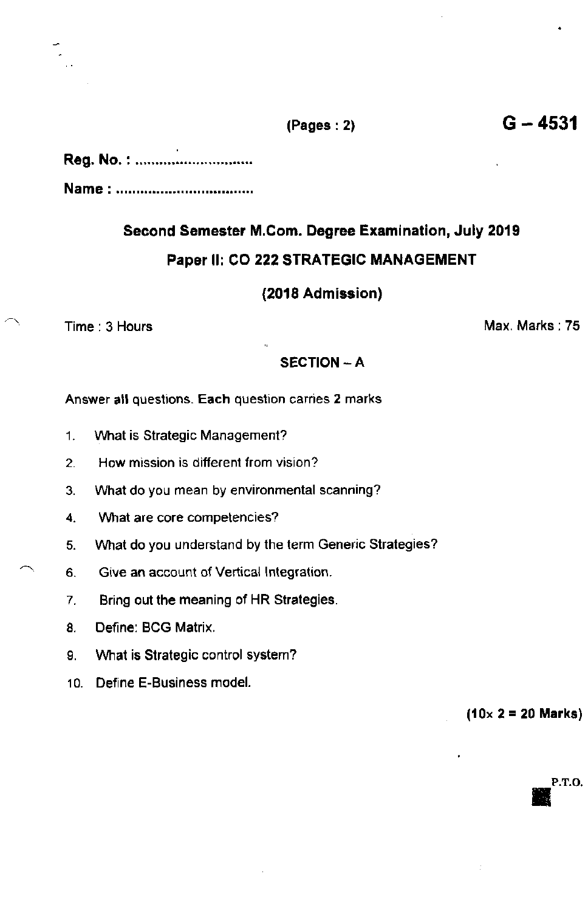(Pages : 2)

**G – 4531**

**Reg. No. : ...............................**

**Name : ...................................**

## Second Semester M.Com. Degree Examination, July 2019

## Paper II: CO 222 STRATEGIC MANAGEMENT

### (2018 Admission)

Time : 3 Hours | Max. Marks : 75

### SECTION – A

Answer **all** questions. **Each** question carries **2** marks

1. What is Strategic Management?
2. How mission is different from vision?
3. What do you mean by environmental scanning?
4. What are core competencies?
5. What do you understand by the term Generic Strategies?
6. Give an account of Vertical Integration.
7. Bring out the meaning of HR Strategies.
8. Define: BCG Matrix.
9. What is Strategic control system?
10. Define E-Business model.

**(10× 2 = 20 Marks)**

P.T.O.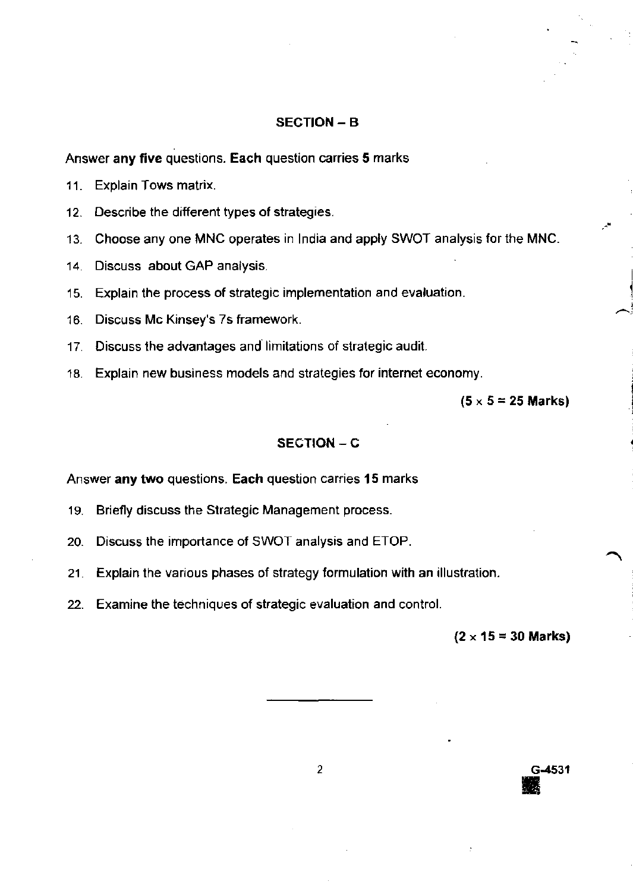## SECTION – B

Answer **any five** questions. **Each** question carries **5** marks

11. Explain Tows matrix.
12. Describe the different types of strategies.
13. Choose any one MNC operates in India and apply SWOT analysis for the MNC.
14. Discuss about GAP analysis.
15. Explain the process of strategic implementation and evaluation.
16. Discuss Mc Kinsey's 7s framework.
17. Discuss the advantages and limitations of strategic audit.
18. Explain new business models and strategies for internet economy.

**(5 × 5 = 25 Marks)**

## SECTION – C

Answer **any two** questions. **Each** question carries **15** marks

19. Briefly discuss the Strategic Management process.
20. Discuss the importance of SWOT analysis and ETOP.
21. Explain the various phases of strategy formulation with an illustration.
22. Examine the techniques of strategic evaluation and control.

**(2 × 15 = 30 Marks)**

G-4531